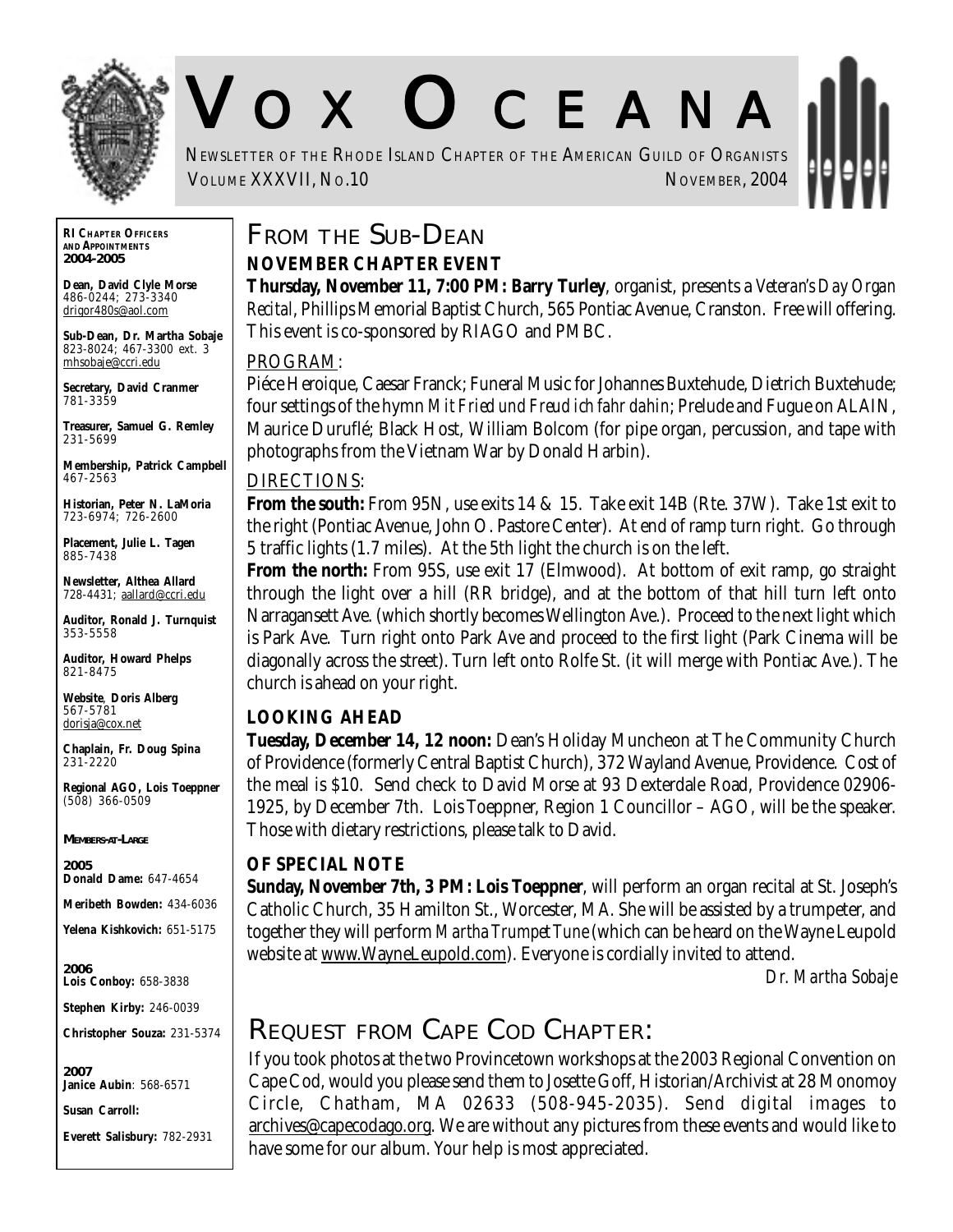# VOX OCEANA

NEWSLETTER OF THE RHODE ISLAND CHAPTER OF THE AMERICAN GUILD OF ORGANISTS

VOLUME XXXVII, NO.10 NOVEMBER, 2004

**RI CHAPTER OFFICERS AND APPOINTMENTS 2004-2005**

**Dean, David Clyle Morse**
486-0244; 273-3340
drigor480s@aol.com

**Sub-Dean, Dr. Martha Sobaje**
823-8024; 467-3300 ext. 3
mhsobaje@ccri.edu

**Secretary, David Cranmer**
781-3359

**Treasurer, Samuel G. Remley**
231-5699

**Membership, Patrick Campbell**
467-2563

**Historian, Peter N. LaMoria**
723-6974; 726-2600

**Placement, Julie L. Tagen**
885-7438

**Newsletter, Althea Allard**
728-4431; aallard@ccri.edu

**Auditor, Ronald J. Turnquist**
353-5558

**Auditor, Howard Phelps**
821-8475

**Website, Doris Alberg**
567-5781
dorisja@cox.net

**Chaplain, Fr. Doug Spina**
231-2220

**Regional AGO, Lois Toeppner**
(508) 366-0509

**MEMBERS-AT-LARGE**

**2005**
**Donald Dame:** 647-4654
**Meribeth Bowden:** 434-6036
**Yelena Kishkovich:** 651-5175

**2006**
**Lois Conboy:** 658-3838
**Stephen Kirby:** 246-0039
**Christopher Souza:** 231-5374

**2007**
**Janice Aubin**: 568-6571
**Susan Carroll:**
**Everett Salisbury:** 782-2931

## FROM THE SUB-DEAN

### NOVEMBER CHAPTER EVENT

**Thursday, November 11, 7:00 PM: Barry Turley**, organist, presents a *Veteran's Day Organ Recital*, Phillips Memorial Baptist Church, 565 Pontiac Avenue, Cranston. Free will offering. This event is co-sponsored by RIAGO and PMBC.

PROGRAM:

Piéce Heroique, Caesar Franck; Funeral Music for Johannes Buxtehude, Dietrich Buxtehude; four settings of the hymn *Mit Fried und Freud ich fahr dahin*; Prelude and Fugue on ALAIN, Maurice Duruflé; Black Host, William Bolcom (for pipe organ, percussion, and tape with photographs from the Vietnam War by Donald Harbin).

DIRECTIONS:

**From the south:** From 95N, use exits 14 & 15. Take exit 14B (Rte. 37W). Take 1st exit to the right (Pontiac Avenue, John O. Pastore Center). At end of ramp turn right. Go through 5 traffic lights (1.7 miles). At the 5th light the church is on the left.

**From the north:** From 95S, use exit 17 (Elmwood). At bottom of exit ramp, go straight through the light over a hill (RR bridge), and at the bottom of that hill turn left onto Narragansett Ave. (which shortly becomes Wellington Ave.). Proceed to the next light which is Park Ave. Turn right onto Park Ave and proceed to the first light (Park Cinema will be diagonally across the street). Turn left onto Rolfe St. (it will merge with Pontiac Ave.). The church is ahead on your right.

### LOOKING AHEAD

**Tuesday, December 14, 12 noon:** Dean's Holiday Muncheon at The Community Church of Providence (formerly Central Baptist Church), 372 Wayland Avenue, Providence. Cost of the meal is $10. Send check to David Morse at 93 Dexterdale Road, Providence 02906-1925, by December 7th. Lois Toeppner, Region 1 Councillor – AGO, will be the speaker. Those with dietary restrictions, please talk to David.

### OF SPECIAL NOTE

**Sunday, November 7th, 3 PM: Lois Toeppner**, will perform an organ recital at St. Joseph's Catholic Church, 35 Hamilton St., Worcester, MA. She will be assisted by a trumpeter, and together they will perform *Martha Trumpet Tune* (which can be heard on the Wayne Leupold website at www.WayneLeupold.com). Everyone is cordially invited to attend.

*Dr. Martha Sobaje*

## REQUEST FROM CAPE COD CHAPTER:

If you took photos at the two Provincetown workshops at the 2003 Regional Convention on Cape Cod, would you please send them to Josette Goff, Historian/Archivist at 28 Monomoy Circle, Chatham, MA 02633 (508-945-2035). Send digital images to archives@capecodago.org. We are without any pictures from these events and would like to have some for our album. Your help is most appreciated.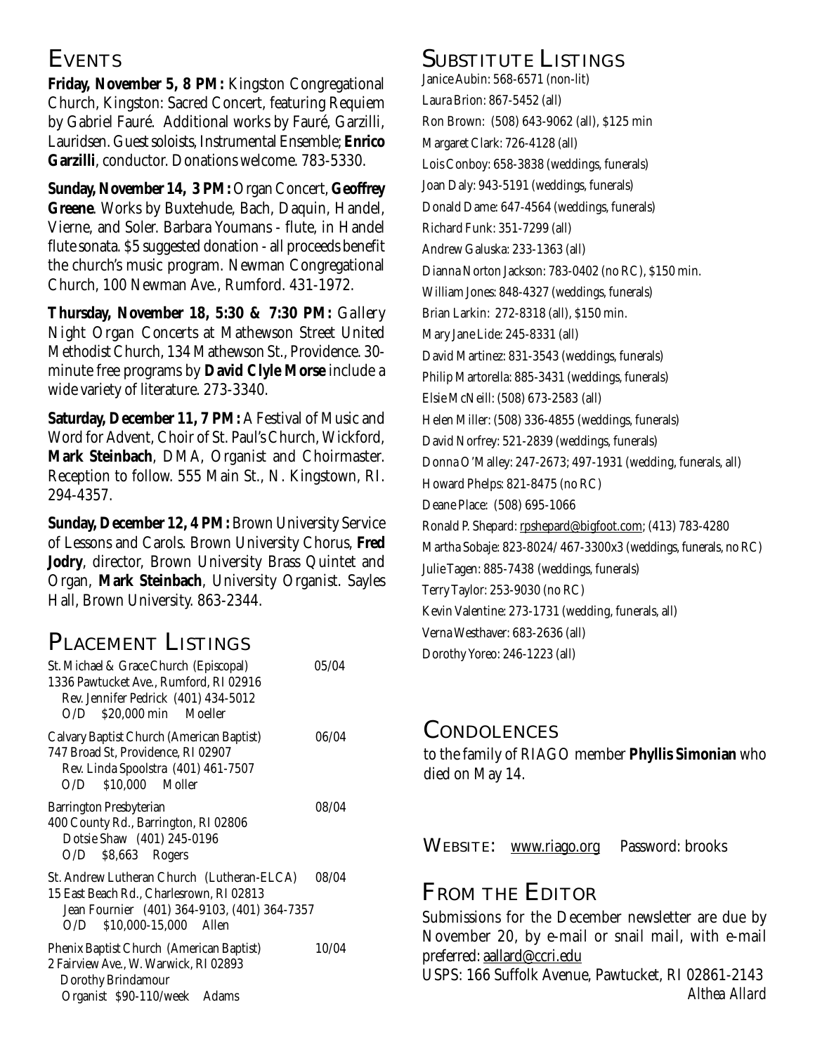## Events

**Friday, November 5, 8 PM:** Kingston Congregational Church, Kingston: Sacred Concert, featuring Requiem by Gabriel Fauré. Additional works by Fauré, Garzilli, Lauridsen. Guest soloists, Instrumental Ensemble; **Enrico Garzilli**, conductor. Donations welcome. 783-5330.

**Sunday, November 14, 3 PM:** Organ Concert, **Geoffrey Greene**. Works by Buxtehude, Bach, Daquin, Handel, Vierne, and Soler. Barbara Youmans - flute, in Handel flute sonata. $5 suggested donation - all proceeds benefit the church's music program. Newman Congregational Church, 100 Newman Ave., Rumford. 431-1972.

**Thursday, November 18, 5:30 & 7:30 PM:** *Gallery Night Organ Concerts* at Mathewson Street United Methodist Church, 134 Mathewson St., Providence. 30-minute free programs by **David Clyle Morse** include a wide variety of literature. 273-3340.

**Saturday, December 11, 7 PM:** A Festival of Music and Word for Advent, Choir of St. Paul's Church, Wickford, **Mark Steinbach**, DMA, Organist and Choirmaster. Reception to follow. 555 Main St., N. Kingstown, RI. 294-4357.

**Sunday, December 12, 4 PM:** Brown University Service of Lessons and Carols. Brown University Chorus, **Fred Jodry**, director, Brown University Brass Quintet and Organ, **Mark Steinbach**, University Organist. Sayles Hall, Brown University. 863-2344.

## Placement Listings

St. Michael & Grace Church (Episcopal) 05/04
1336 Pawtucket Ave., Rumford, RI 02916
Rev. Jennifer Pedrick (401) 434-5012
O/D $20,000 min Moeller

Calvary Baptist Church (American Baptist) 06/04
747 Broad St, Providence, RI 02907
Rev. Linda Spoolstra (401) 461-7507
O/D $10,000 Moller

Barrington Presbyterian 08/04
400 County Rd., Barrington, RI 02806
Dotsie Shaw (401) 245-0196
O/D $8,663 Rogers

St. Andrew Lutheran Church (Lutheran-ELCA) 08/04
15 East Beach Rd., Charlesrown, RI 02813
Jean Fournier (401) 364-9103, (401) 364-7357
O/D $10,000-15,000 Allen

Phenix Baptist Church (American Baptist) 10/04
2 Fairview Ave., W. Warwick, RI 02893
Dorothy Brindamour
Organist $90-110/week Adams

## Substitute Listings

Janice Aubin: 568-6571 (non-lit)
Laura Brion: 867-5452 (all)
Ron Brown: (508) 643-9062 (all), $125 min
Margaret Clark: 726-4128 (all)
Lois Conboy: 658-3838 (weddings, funerals)
Joan Daly: 943-5191 (weddings, funerals)
Donald Dame: 647-4564 (weddings, funerals)
Richard Funk: 351-7299 (all)
Andrew Galuska: 233-1363 (all)
Dianna Norton Jackson: 783-0402 (no RC), $150 min.
William Jones: 848-4327 (weddings, funerals)
Brian Larkin: 272-8318 (all), $150 min.
Mary Jane Lide: 245-8331 (all)
David Martinez: 831-3543 (weddings, funerals)
Philip Martorella: 885-3431 (weddings, funerals)
Elsie McNeill: (508) 673-2583 (all)
Helen Miller: (508) 336-4855 (weddings, funerals)
David Norfrey: 521-2839 (weddings, funerals)
Donna O'Malley: 247-2673; 497-1931 (wedding, funerals, all)
Howard Phelps: 821-8475 (no RC)
Deane Place: (508) 695-1066
Ronald P. Shepard: rpshepard@bigfoot.com; (413) 783-4280
Martha Sobaje: 823-8024/ 467-3300x3 (weddings, funerals, no RC)
Julie Tagen: 885-7438 (weddings, funerals)
Terry Taylor: 253-9030 (no RC)
Kevin Valentine: 273-1731 (wedding, funerals, all)
Verna Westhaver: 683-2636 (all)
Dorothy Yoreo: 246-1223 (all)

## Condolences

to the family of RIAGO member **Phyllis Simonian** who died on May 14.

Website: www.riago.org Password: brooks

## From the Editor

Submissions for the December newsletter are due by November 20, by e-mail or snail mail, with e-mail preferred: aallard@ccri.edu
USPS: 166 Suffolk Avenue, Pawtucket, RI 02861-2143

*Althea Allard*